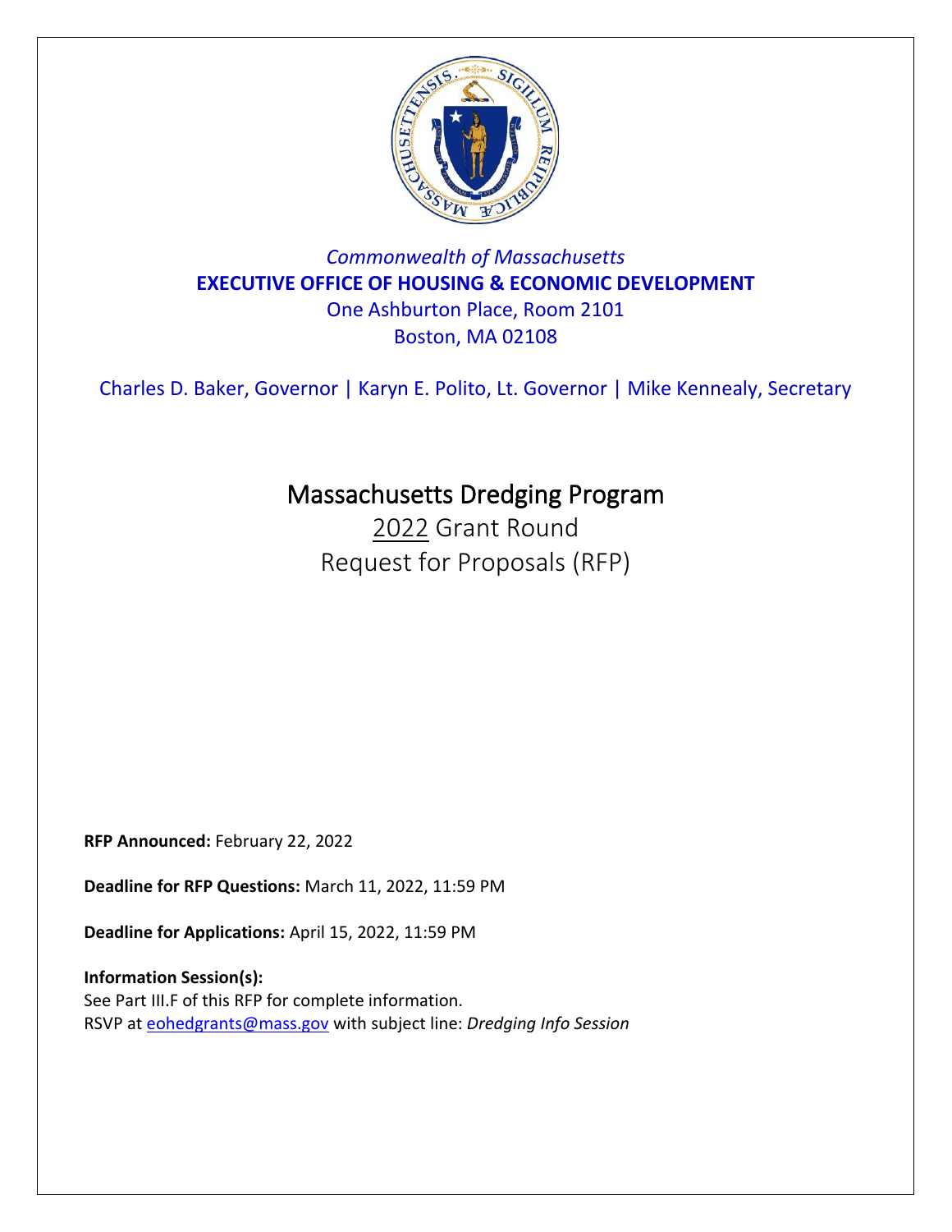*Commonwealth of Massachusetts*

**EXECUTIVE OFFICE OF HOUSING & ECONOMIC DEVELOPMENT**

One Ashburton Place, Room 2101

Boston, MA 02108

Charles D. Baker, Governor | Karyn E. Polito, Lt. Governor | Mike Kennealy, Secretary

# Massachusetts Dredging Program

## 2022 Grant Round

## Request for Proposals (RFP)

**RFP Announced:** February 22, 2022

**Deadline for RFP Questions:** March 11, 2022, 11:59 PM

**Deadline for Applications:** April 15, 2022, 11:59 PM

**Information Session(s):**

See Part III.F of this RFP for complete information.

RSVP at eohedgrants@mass.gov with subject line: *Dredging Info Session*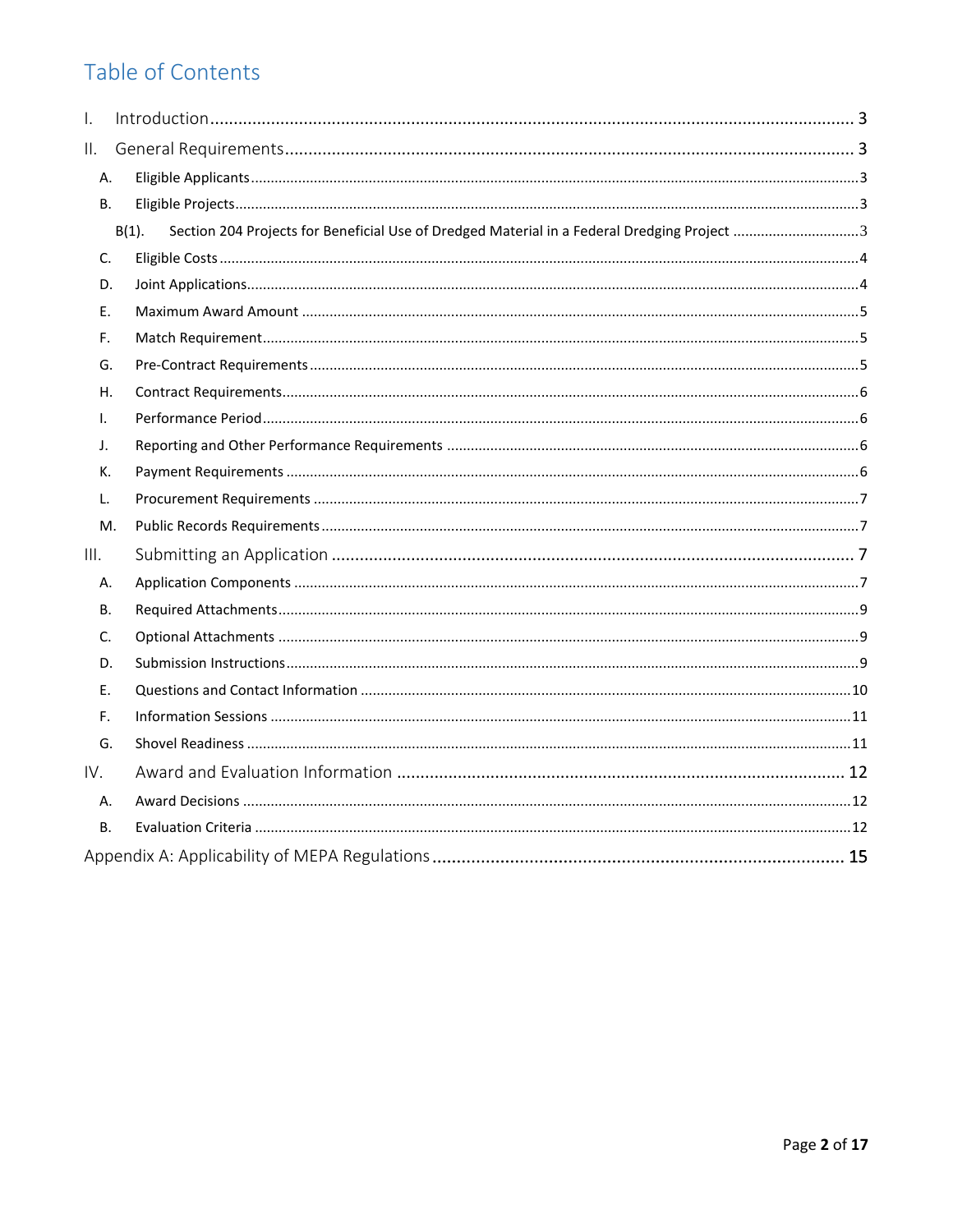# Table of Contents

- I. Introduction ... 3
- II. General Requirements ... 3
  - A. Eligible Applicants ... 3
  - B. Eligible Projects ... 3
    - B(1). Section 204 Projects for Beneficial Use of Dredged Material in a Federal Dredging Project ... 3
  - C. Eligible Costs ... 4
  - D. Joint Applications ... 4
  - E. Maximum Award Amount ... 5
  - F. Match Requirement ... 5
  - G. Pre-Contract Requirements ... 5
  - H. Contract Requirements ... 6
  - I. Performance Period ... 6
  - J. Reporting and Other Performance Requirements ... 6
  - K. Payment Requirements ... 6
  - L. Procurement Requirements ... 7
  - M. Public Records Requirements ... 7
- III. Submitting an Application ... 7
  - A. Application Components ... 7
  - B. Required Attachments ... 9
  - C. Optional Attachments ... 9
  - D. Submission Instructions ... 9
  - E. Questions and Contact Information ... 10
  - F. Information Sessions ... 11
  - G. Shovel Readiness ... 11
- IV. Award and Evaluation Information ... 12
  - A. Award Decisions ... 12
  - B. Evaluation Criteria ... 12
- Appendix A: Applicability of MEPA Regulations ... 15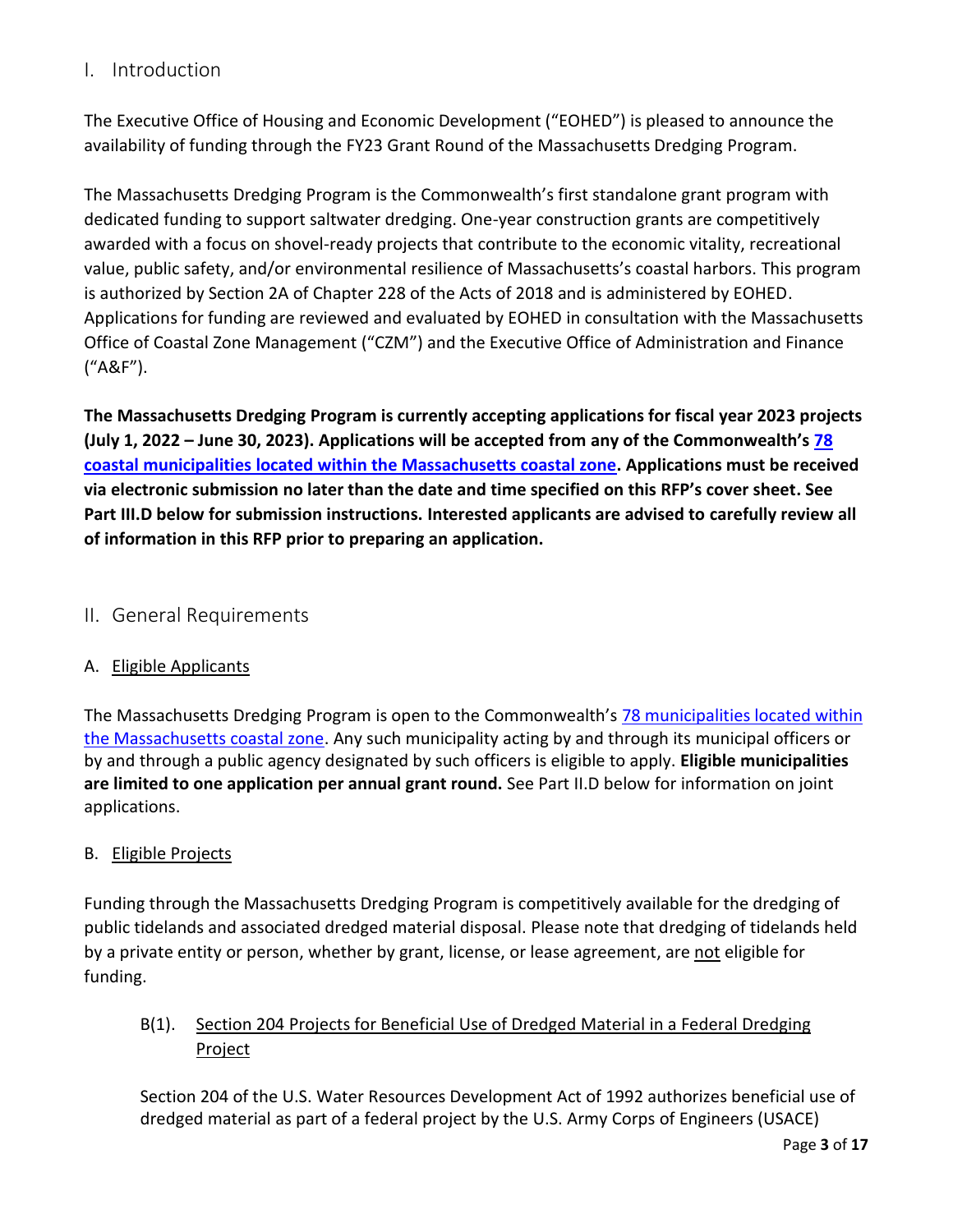## I. Introduction

The Executive Office of Housing and Economic Development ("EOHED") is pleased to announce the availability of funding through the FY23 Grant Round of the Massachusetts Dredging Program.

The Massachusetts Dredging Program is the Commonwealth's first standalone grant program with dedicated funding to support saltwater dredging. One-year construction grants are competitively awarded with a focus on shovel-ready projects that contribute to the economic vitality, recreational value, public safety, and/or environmental resilience of Massachusetts's coastal harbors. This program is authorized by Section 2A of Chapter 228 of the Acts of 2018 and is administered by EOHED. Applications for funding are reviewed and evaluated by EOHED in consultation with the Massachusetts Office of Coastal Zone Management ("CZM") and the Executive Office of Administration and Finance ("A&F").

**The Massachusetts Dredging Program is currently accepting applications for fiscal year 2023 projects (July 1, 2022 – June 30, 2023). Applications will be accepted from any of the Commonwealth's 78 coastal municipalities located within the Massachusetts coastal zone. Applications must be received via electronic submission no later than the date and time specified on this RFP's cover sheet. See Part III.D below for submission instructions. Interested applicants are advised to carefully review all of information in this RFP prior to preparing an application.**

## II. General Requirements

### A. Eligible Applicants

The Massachusetts Dredging Program is open to the Commonwealth's 78 municipalities located within the Massachusetts coastal zone. Any such municipality acting by and through its municipal officers or by and through a public agency designated by such officers is eligible to apply. **Eligible municipalities are limited to one application per annual grant round.** See Part II.D below for information on joint applications.

### B. Eligible Projects

Funding through the Massachusetts Dredging Program is competitively available for the dredging of public tidelands and associated dredged material disposal. Please note that dredging of tidelands held by a private entity or person, whether by grant, license, or lease agreement, are not eligible for funding.

#### B(1). Section 204 Projects for Beneficial Use of Dredged Material in a Federal Dredging Project

Section 204 of the U.S. Water Resources Development Act of 1992 authorizes beneficial use of dredged material as part of a federal project by the U.S. Army Corps of Engineers (USACE)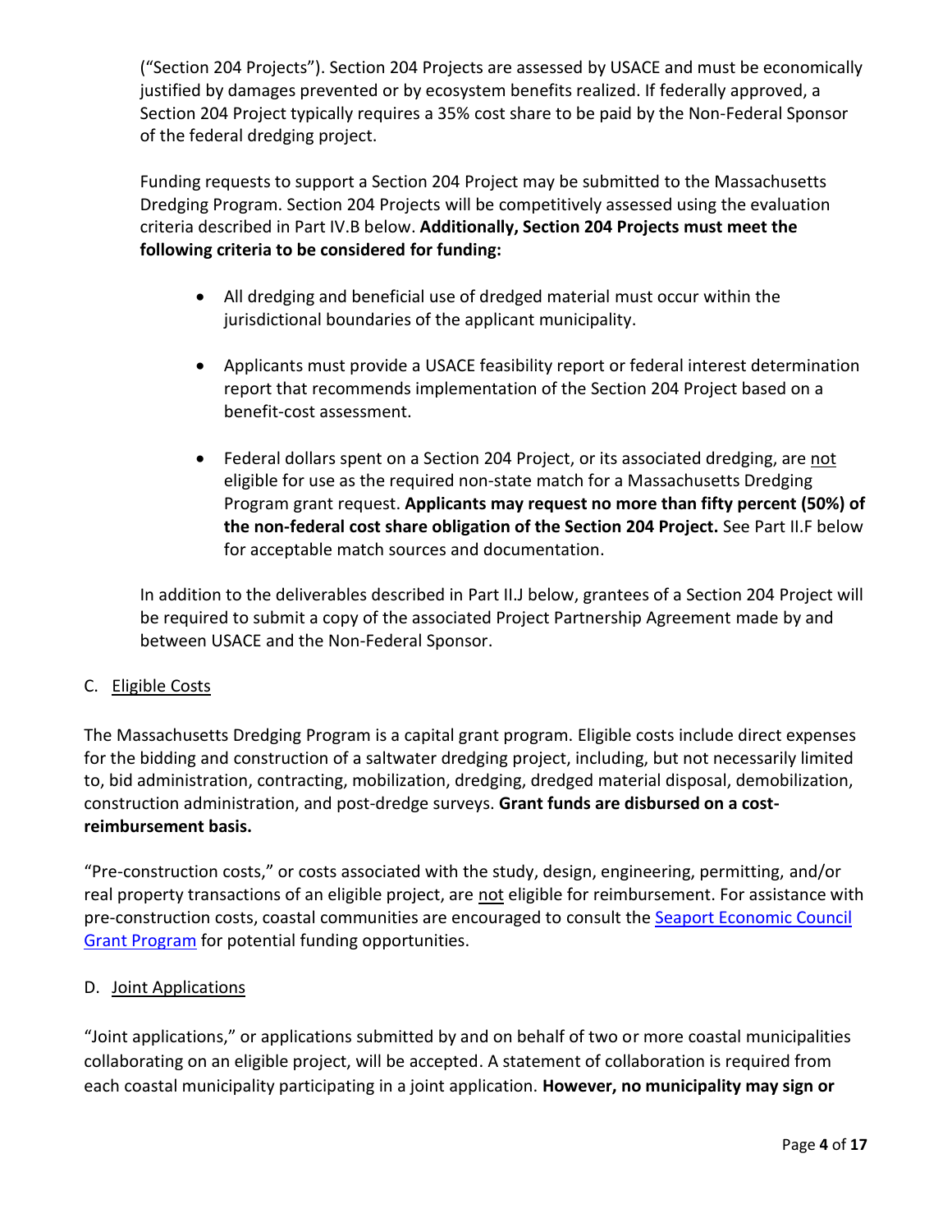("Section 204 Projects"). Section 204 Projects are assessed by USACE and must be economically justified by damages prevented or by ecosystem benefits realized. If federally approved, a Section 204 Project typically requires a 35% cost share to be paid by the Non-Federal Sponsor of the federal dredging project.

Funding requests to support a Section 204 Project may be submitted to the Massachusetts Dredging Program. Section 204 Projects will be competitively assessed using the evaluation criteria described in Part IV.B below. **Additionally, Section 204 Projects must meet the following criteria to be considered for funding:**

- All dredging and beneficial use of dredged material must occur within the jurisdictional boundaries of the applicant municipality.
- Applicants must provide a USACE feasibility report or federal interest determination report that recommends implementation of the Section 204 Project based on a benefit-cost assessment.
- Federal dollars spent on a Section 204 Project, or its associated dredging, are not eligible for use as the required non-state match for a Massachusetts Dredging Program grant request. **Applicants may request no more than fifty percent (50%) of the non-federal cost share obligation of the Section 204 Project.** See Part II.F below for acceptable match sources and documentation.

In addition to the deliverables described in Part II.J below, grantees of a Section 204 Project will be required to submit a copy of the associated Project Partnership Agreement made by and between USACE and the Non-Federal Sponsor.

C. Eligible Costs

The Massachusetts Dredging Program is a capital grant program. Eligible costs include direct expenses for the bidding and construction of a saltwater dredging project, including, but not necessarily limited to, bid administration, contracting, mobilization, dredging, dredged material disposal, demobilization, construction administration, and post-dredge surveys. **Grant funds are disbursed on a cost-reimbursement basis.**

"Pre-construction costs," or costs associated with the study, design, engineering, permitting, and/or real property transactions of an eligible project, are not eligible for reimbursement. For assistance with pre-construction costs, coastal communities are encouraged to consult the Seaport Economic Council Grant Program for potential funding opportunities.

D. Joint Applications

"Joint applications," or applications submitted by and on behalf of two or more coastal municipalities collaborating on an eligible project, will be accepted. A statement of collaboration is required from each coastal municipality participating in a joint application. **However, no municipality may sign or**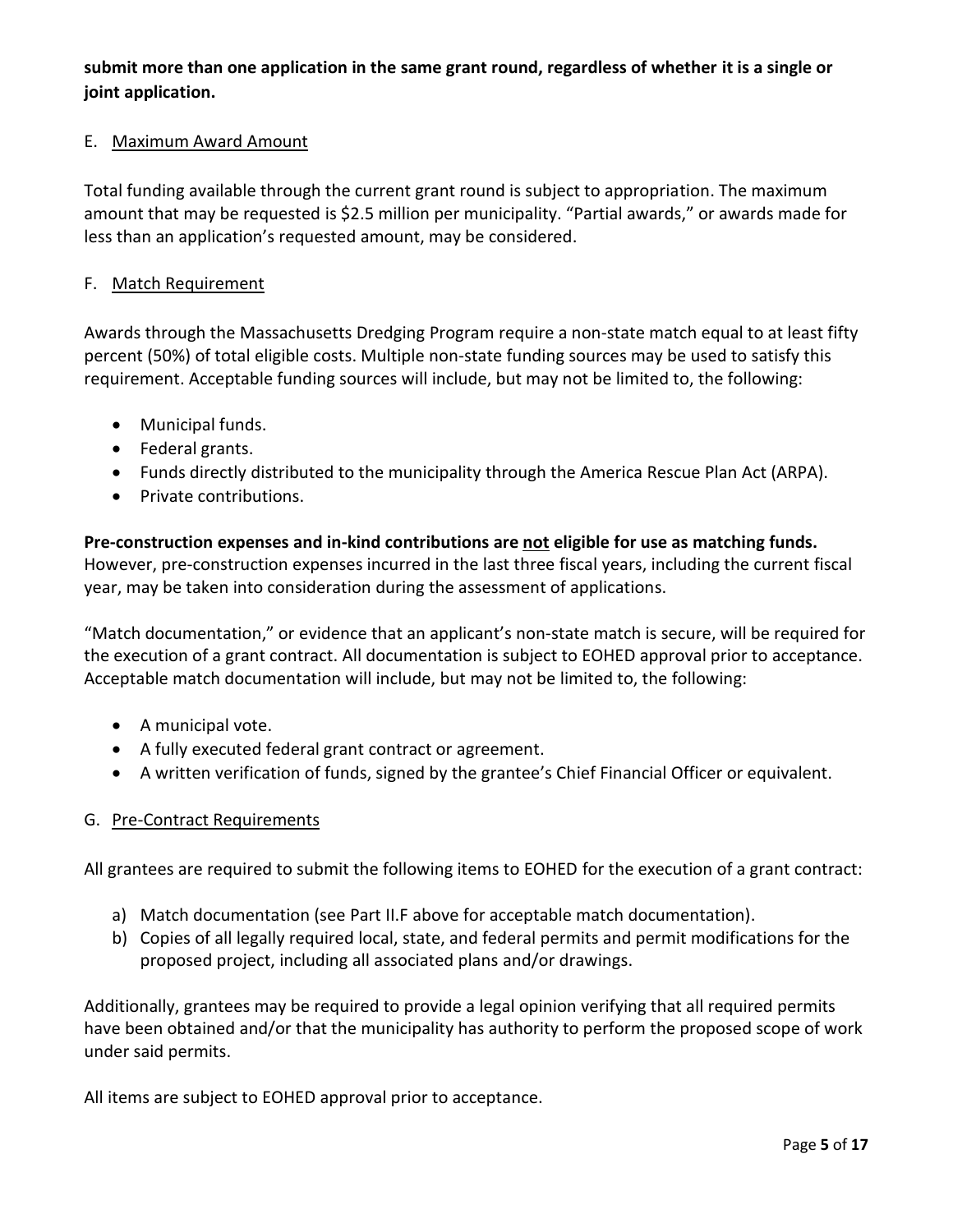**submit more than one application in the same grant round, regardless of whether it is a single or joint application.**

### E. Maximum Award Amount

Total funding available through the current grant round is subject to appropriation. The maximum amount that may be requested is $2.5 million per municipality. "Partial awards," or awards made for less than an application's requested amount, may be considered.

### F. Match Requirement

Awards through the Massachusetts Dredging Program require a non-state match equal to at least fifty percent (50%) of total eligible costs. Multiple non-state funding sources may be used to satisfy this requirement. Acceptable funding sources will include, but may not be limited to, the following:

- Municipal funds.
- Federal grants.
- Funds directly distributed to the municipality through the America Rescue Plan Act (ARPA).
- Private contributions.

**Pre-construction expenses and in-kind contributions are not eligible for use as matching funds.** However, pre-construction expenses incurred in the last three fiscal years, including the current fiscal year, may be taken into consideration during the assessment of applications.

"Match documentation," or evidence that an applicant's non-state match is secure, will be required for the execution of a grant contract. All documentation is subject to EOHED approval prior to acceptance. Acceptable match documentation will include, but may not be limited to, the following:

- A municipal vote.
- A fully executed federal grant contract or agreement.
- A written verification of funds, signed by the grantee's Chief Financial Officer or equivalent.

### G. Pre-Contract Requirements

All grantees are required to submit the following items to EOHED for the execution of a grant contract:

a) Match documentation (see Part II.F above for acceptable match documentation).
b) Copies of all legally required local, state, and federal permits and permit modifications for the proposed project, including all associated plans and/or drawings.

Additionally, grantees may be required to provide a legal opinion verifying that all required permits have been obtained and/or that the municipality has authority to perform the proposed scope of work under said permits.

All items are subject to EOHED approval prior to acceptance.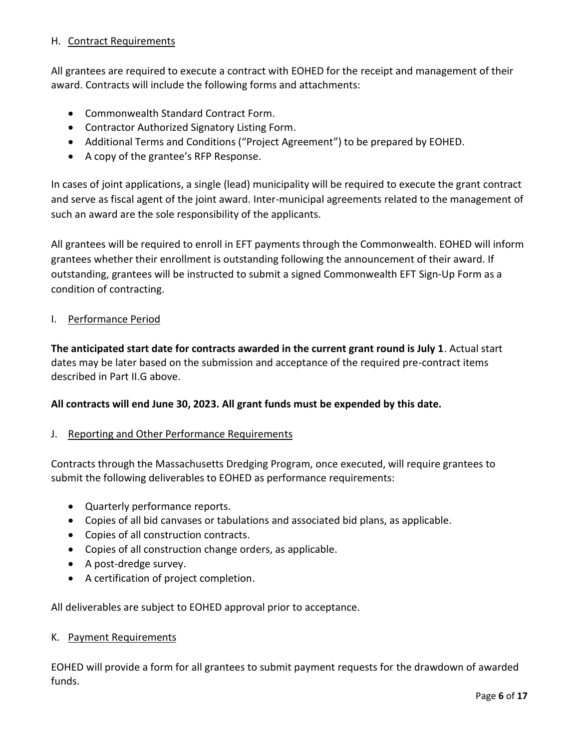## H. Contract Requirements

All grantees are required to execute a contract with EOHED for the receipt and management of their award. Contracts will include the following forms and attachments:

- Commonwealth Standard Contract Form.
- Contractor Authorized Signatory Listing Form.
- Additional Terms and Conditions ("Project Agreement") to be prepared by EOHED.
- A copy of the grantee's RFP Response.

In cases of joint applications, a single (lead) municipality will be required to execute the grant contract and serve as fiscal agent of the joint award. Inter-municipal agreements related to the management of such an award are the sole responsibility of the applicants.

All grantees will be required to enroll in EFT payments through the Commonwealth. EOHED will inform grantees whether their enrollment is outstanding following the announcement of their award. If outstanding, grantees will be instructed to submit a signed Commonwealth EFT Sign-Up Form as a condition of contracting.

## I. Performance Period

**The anticipated start date for contracts awarded in the current grant round is July 1**. Actual start dates may be later based on the submission and acceptance of the required pre-contract items described in Part II.G above.

**All contracts will end June 30, 2023. All grant funds must be expended by this date.**

## J. Reporting and Other Performance Requirements

Contracts through the Massachusetts Dredging Program, once executed, will require grantees to submit the following deliverables to EOHED as performance requirements:

- Quarterly performance reports.
- Copies of all bid canvases or tabulations and associated bid plans, as applicable.
- Copies of all construction contracts.
- Copies of all construction change orders, as applicable.
- A post-dredge survey.
- A certification of project completion.

All deliverables are subject to EOHED approval prior to acceptance.

## K. Payment Requirements

EOHED will provide a form for all grantees to submit payment requests for the drawdown of awarded funds.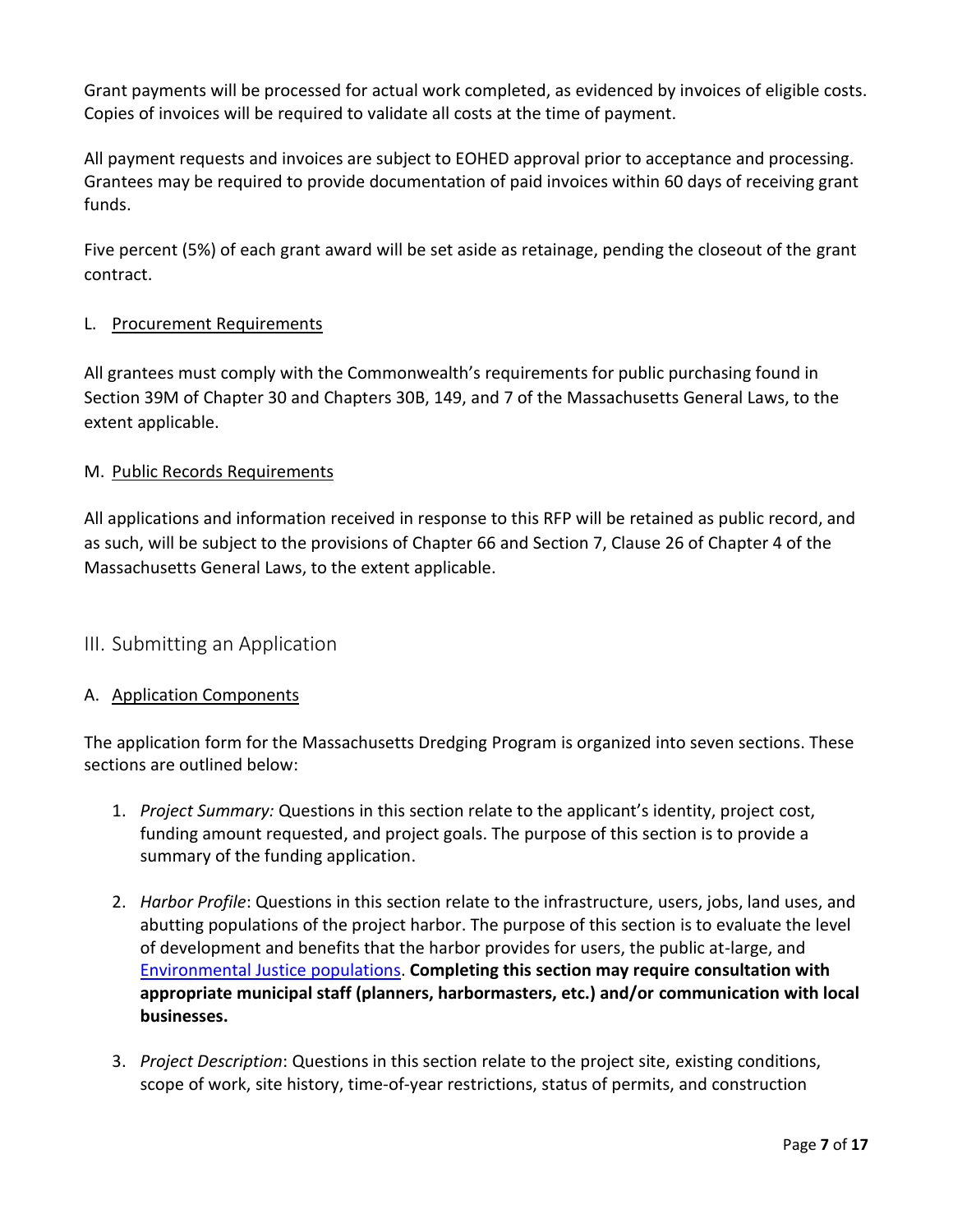Grant payments will be processed for actual work completed, as evidenced by invoices of eligible costs. Copies of invoices will be required to validate all costs at the time of payment.

All payment requests and invoices are subject to EOHED approval prior to acceptance and processing. Grantees may be required to provide documentation of paid invoices within 60 days of receiving grant funds.

Five percent (5%) of each grant award will be set aside as retainage, pending the closeout of the grant contract.

### L. Procurement Requirements

All grantees must comply with the Commonwealth's requirements for public purchasing found in Section 39M of Chapter 30 and Chapters 30B, 149, and 7 of the Massachusetts General Laws, to the extent applicable.

### M. Public Records Requirements

All applications and information received in response to this RFP will be retained as public record, and as such, will be subject to the provisions of Chapter 66 and Section 7, Clause 26 of Chapter 4 of the Massachusetts General Laws, to the extent applicable.

## III. Submitting an Application

### A. Application Components

The application form for the Massachusetts Dredging Program is organized into seven sections. These sections are outlined below:

1. *Project Summary:* Questions in this section relate to the applicant's identity, project cost, funding amount requested, and project goals. The purpose of this section is to provide a summary of the funding application.
2. *Harbor Profile*: Questions in this section relate to the infrastructure, users, jobs, land uses, and abutting populations of the project harbor. The purpose of this section is to evaluate the level of development and benefits that the harbor provides for users, the public at-large, and Environmental Justice populations. **Completing this section may require consultation with appropriate municipal staff (planners, harbormasters, etc.) and/or communication with local businesses.**
3. *Project Description*: Questions in this section relate to the project site, existing conditions, scope of work, site history, time-of-year restrictions, status of permits, and construction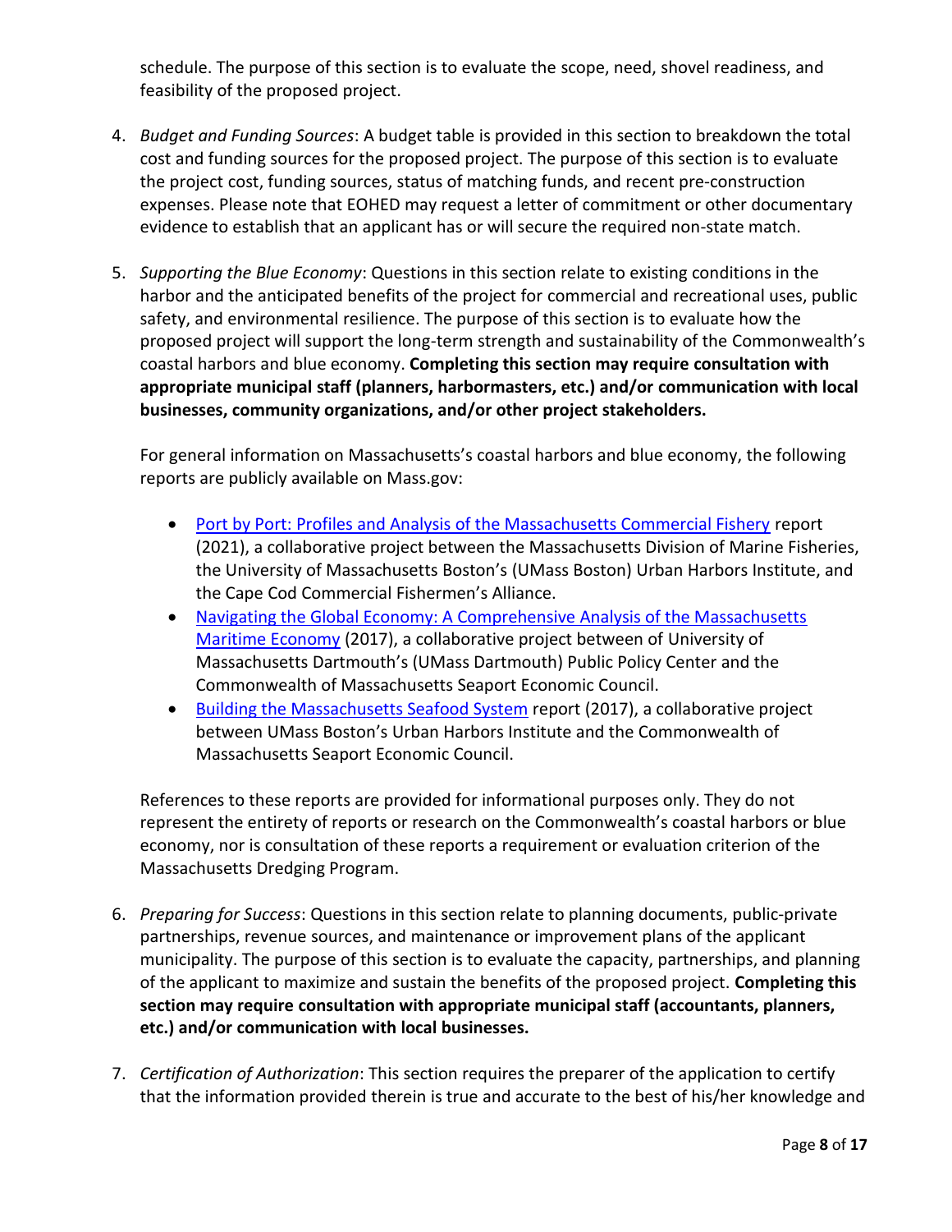schedule. The purpose of this section is to evaluate the scope, need, shovel readiness, and feasibility of the proposed project.

4. *Budget and Funding Sources*: A budget table is provided in this section to breakdown the total cost and funding sources for the proposed project. The purpose of this section is to evaluate the project cost, funding sources, status of matching funds, and recent pre-construction expenses. Please note that EOHED may request a letter of commitment or other documentary evidence to establish that an applicant has or will secure the required non-state match.

5. *Supporting the Blue Economy*: Questions in this section relate to existing conditions in the harbor and the anticipated benefits of the project for commercial and recreational uses, public safety, and environmental resilience. The purpose of this section is to evaluate how the proposed project will support the long-term strength and sustainability of the Commonwealth's coastal harbors and blue economy. **Completing this section may require consultation with appropriate municipal staff (planners, harbormasters, etc.) and/or communication with local businesses, community organizations, and/or other project stakeholders.**

   For general information on Massachusetts's coastal harbors and blue economy, the following reports are publicly available on Mass.gov:

   - Port by Port: Profiles and Analysis of the Massachusetts Commercial Fishery report (2021), a collaborative project between the Massachusetts Division of Marine Fisheries, the University of Massachusetts Boston's (UMass Boston) Urban Harbors Institute, and the Cape Cod Commercial Fishermen's Alliance.
   - Navigating the Global Economy: A Comprehensive Analysis of the Massachusetts Maritime Economy (2017), a collaborative project between of University of Massachusetts Dartmouth's (UMass Dartmouth) Public Policy Center and the Commonwealth of Massachusetts Seaport Economic Council.
   - Building the Massachusetts Seafood System report (2017), a collaborative project between UMass Boston's Urban Harbors Institute and the Commonwealth of Massachusetts Seaport Economic Council.

   References to these reports are provided for informational purposes only. They do not represent the entirety of reports or research on the Commonwealth's coastal harbors or blue economy, nor is consultation of these reports a requirement or evaluation criterion of the Massachusetts Dredging Program.

6. *Preparing for Success*: Questions in this section relate to planning documents, public-private partnerships, revenue sources, and maintenance or improvement plans of the applicant municipality. The purpose of this section is to evaluate the capacity, partnerships, and planning of the applicant to maximize and sustain the benefits of the proposed project. **Completing this section may require consultation with appropriate municipal staff (accountants, planners, etc.) and/or communication with local businesses.**

7. *Certification of Authorization*: This section requires the preparer of the application to certify that the information provided therein is true and accurate to the best of his/her knowledge and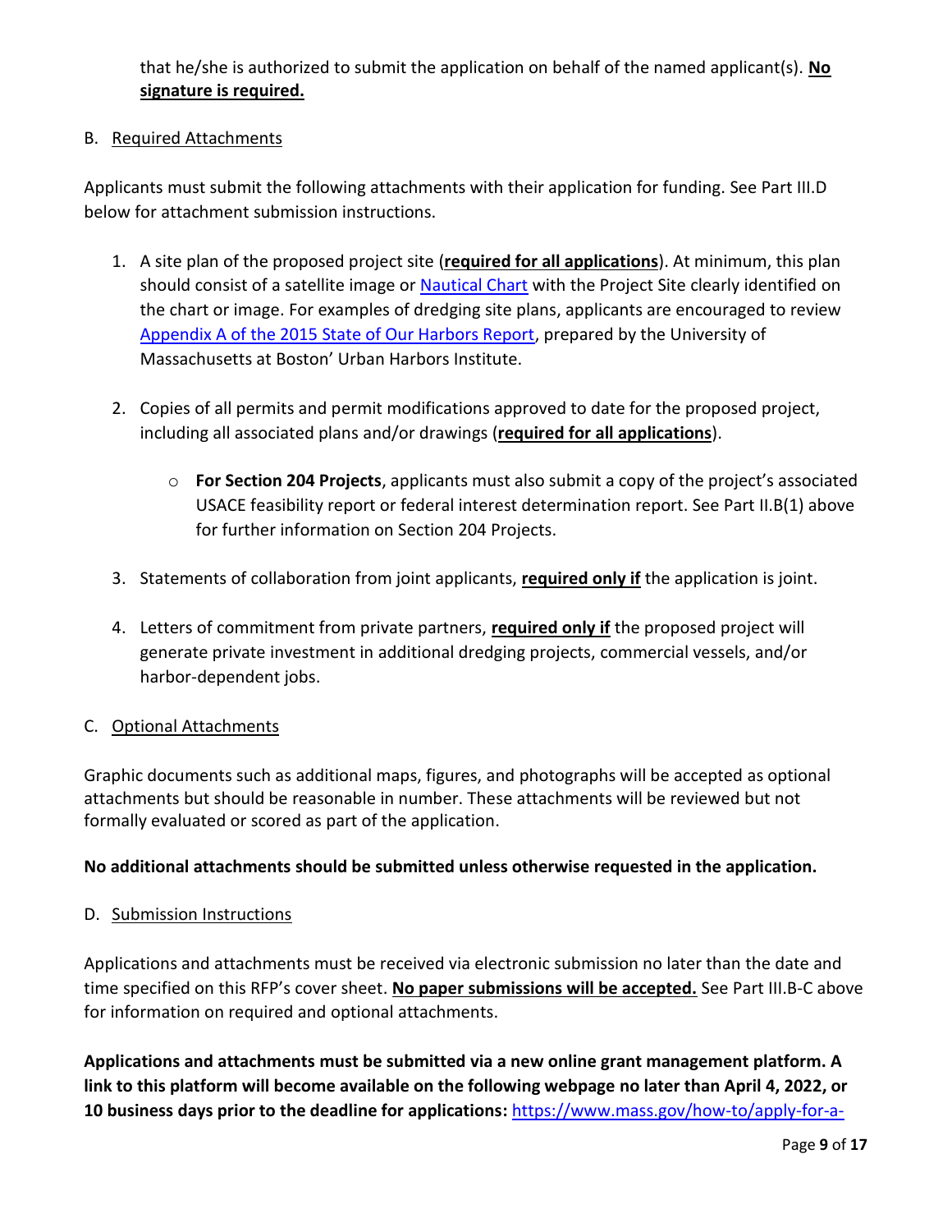that he/she is authorized to submit the application on behalf of the named applicant(s). **No signature is required.**

B. Required Attachments

Applicants must submit the following attachments with their application for funding. See Part III.D below for attachment submission instructions.

1. A site plan of the proposed project site (**required for all applications**). At minimum, this plan should consist of a satellite image or Nautical Chart with the Project Site clearly identified on the chart or image. For examples of dredging site plans, applicants are encouraged to review Appendix A of the 2015 State of Our Harbors Report, prepared by the University of Massachusetts at Boston' Urban Harbors Institute.

2. Copies of all permits and permit modifications approved to date for the proposed project, including all associated plans and/or drawings (**required for all applications**).

    - **For Section 204 Projects**, applicants must also submit a copy of the project's associated USACE feasibility report or federal interest determination report. See Part II.B(1) above for further information on Section 204 Projects.

3. Statements of collaboration from joint applicants, **required only if** the application is joint.

4. Letters of commitment from private partners, **required only if** the proposed project will generate private investment in additional dredging projects, commercial vessels, and/or harbor-dependent jobs.

C. Optional Attachments

Graphic documents such as additional maps, figures, and photographs will be accepted as optional attachments but should be reasonable in number. These attachments will be reviewed but not formally evaluated or scored as part of the application.

**No additional attachments should be submitted unless otherwise requested in the application.**

D. Submission Instructions

Applications and attachments must be received via electronic submission no later than the date and time specified on this RFP's cover sheet. **No paper submissions will be accepted.** See Part III.B-C above for information on required and optional attachments.

**Applications and attachments must be submitted via a new online grant management platform. A link to this platform will become available on the following webpage no later than April 4, 2022, or 10 business days prior to the deadline for applications:** https://www.mass.gov/how-to/apply-for-a-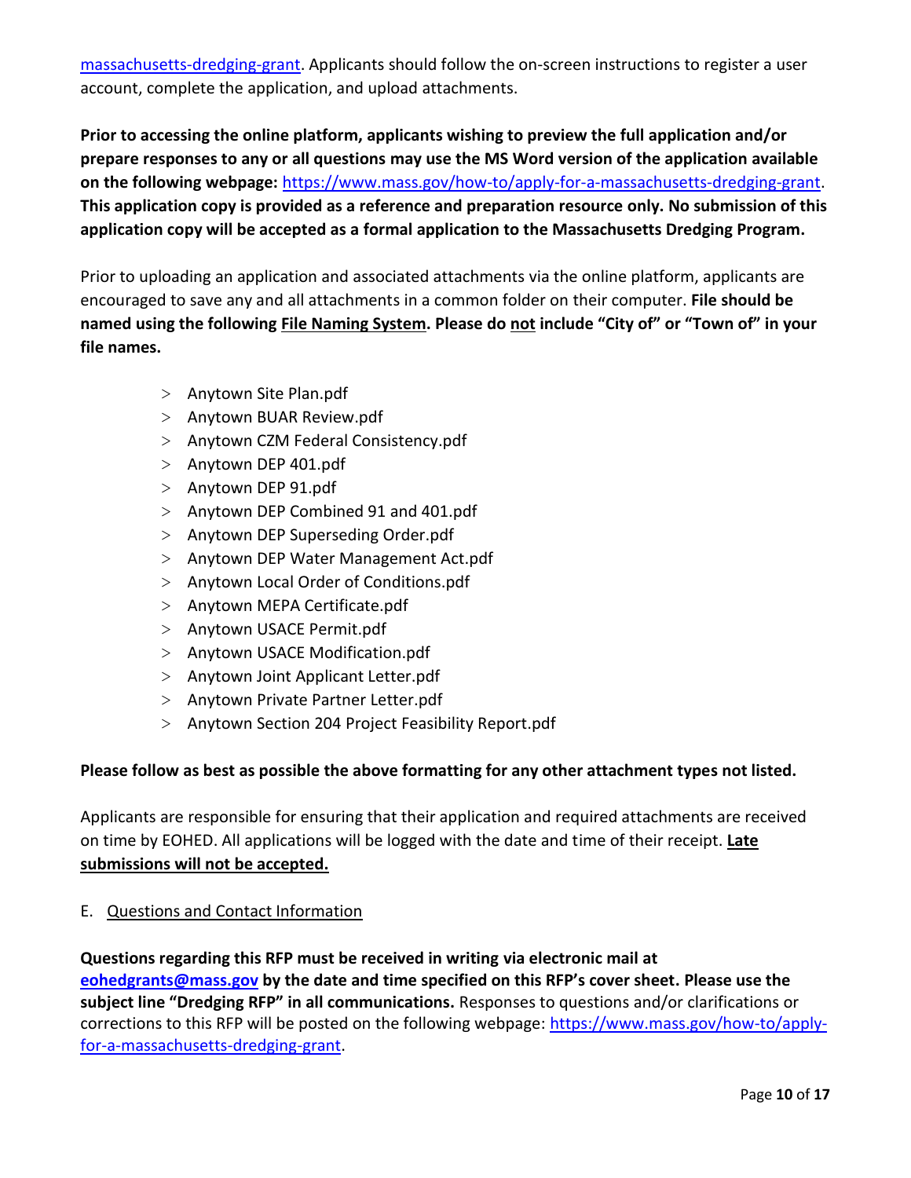massachusetts-dredging-grant. Applicants should follow the on-screen instructions to register a user account, complete the application, and upload attachments.

**Prior to accessing the online platform, applicants wishing to preview the full application and/or prepare responses to any or all questions may use the MS Word version of the application available on the following webpage:** https://www.mass.gov/how-to/apply-for-a-massachusetts-dredging-grant. **This application copy is provided as a reference and preparation resource only. No submission of this application copy will be accepted as a formal application to the Massachusetts Dredging Program.**

Prior to uploading an application and associated attachments via the online platform, applicants are encouraged to save any and all attachments in a common folder on their computer. **File should be named using the following File Naming System. Please do not include "City of" or "Town of" in your file names.**

- Anytown Site Plan.pdf
- Anytown BUAR Review.pdf
- Anytown CZM Federal Consistency.pdf
- Anytown DEP 401.pdf
- Anytown DEP 91.pdf
- Anytown DEP Combined 91 and 401.pdf
- Anytown DEP Superseding Order.pdf
- Anytown DEP Water Management Act.pdf
- Anytown Local Order of Conditions.pdf
- Anytown MEPA Certificate.pdf
- Anytown USACE Permit.pdf
- Anytown USACE Modification.pdf
- Anytown Joint Applicant Letter.pdf
- Anytown Private Partner Letter.pdf
- Anytown Section 204 Project Feasibility Report.pdf

**Please follow as best as possible the above formatting for any other attachment types not listed.**

Applicants are responsible for ensuring that their application and required attachments are received on time by EOHED. All applications will be logged with the date and time of their receipt. **Late submissions will not be accepted.**

E. Questions and Contact Information

**Questions regarding this RFP must be received in writing via electronic mail at eohedgrants@mass.gov by the date and time specified on this RFP's cover sheet. Please use the subject line "Dredging RFP" in all communications.** Responses to questions and/or clarifications or corrections to this RFP will be posted on the following webpage: https://www.mass.gov/how-to/apply-for-a-massachusetts-dredging-grant.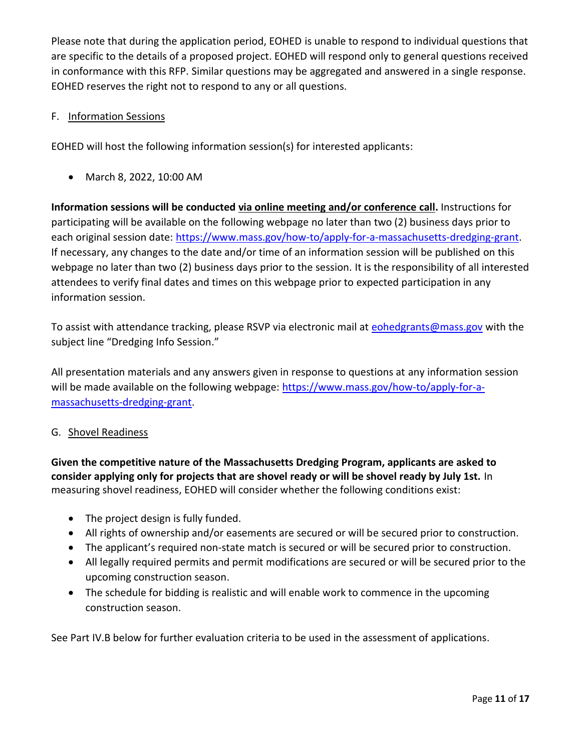Please note that during the application period, EOHED is unable to respond to individual questions that are specific to the details of a proposed project. EOHED will respond only to general questions received in conformance with this RFP. Similar questions may be aggregated and answered in a single response. EOHED reserves the right not to respond to any or all questions.

### F. Information Sessions

EOHED will host the following information session(s) for interested applicants:

- March 8, 2022, 10:00 AM

**Information sessions will be conducted via online meeting and/or conference call.** Instructions for participating will be available on the following webpage no later than two (2) business days prior to each original session date: [https://www.mass.gov/how-to/apply-for-a-massachusetts-dredging-grant](https://www.mass.gov/how-to/apply-for-a-massachusetts-dredging-grant). If necessary, any changes to the date and/or time of an information session will be published on this webpage no later than two (2) business days prior to the session. It is the responsibility of all interested attendees to verify final dates and times on this webpage prior to expected participation in any information session.

To assist with attendance tracking, please RSVP via electronic mail at [eohedgrants@mass.gov](mailto:eohedgrants@mass.gov) with the subject line "Dredging Info Session."

All presentation materials and any answers given in response to questions at any information session will be made available on the following webpage: [https://www.mass.gov/how-to/apply-for-a-massachusetts-dredging-grant](https://www.mass.gov/how-to/apply-for-a-massachusetts-dredging-grant).

### G. Shovel Readiness

**Given the competitive nature of the Massachusetts Dredging Program, applicants are asked to consider applying only for projects that are shovel ready or will be shovel ready by July 1st.** In measuring shovel readiness, EOHED will consider whether the following conditions exist:

- The project design is fully funded.
- All rights of ownership and/or easements are secured or will be secured prior to construction.
- The applicant's required non-state match is secured or will be secured prior to construction.
- All legally required permits and permit modifications are secured or will be secured prior to the upcoming construction season.
- The schedule for bidding is realistic and will enable work to commence in the upcoming construction season.

See Part IV.B below for further evaluation criteria to be used in the assessment of applications.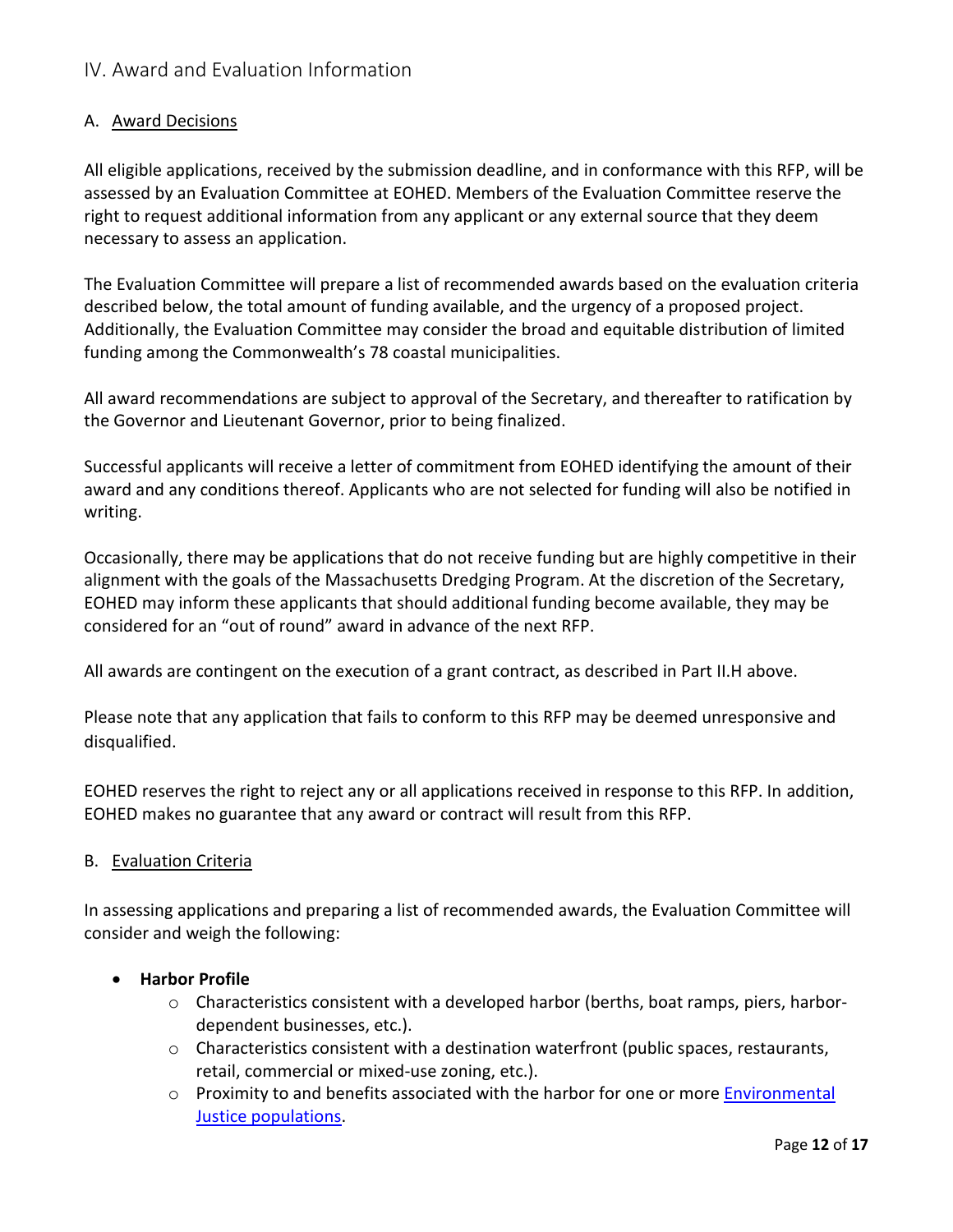## IV. Award and Evaluation Information

### A. Award Decisions

All eligible applications, received by the submission deadline, and in conformance with this RFP, will be assessed by an Evaluation Committee at EOHED. Members of the Evaluation Committee reserve the right to request additional information from any applicant or any external source that they deem necessary to assess an application.

The Evaluation Committee will prepare a list of recommended awards based on the evaluation criteria described below, the total amount of funding available, and the urgency of a proposed project. Additionally, the Evaluation Committee may consider the broad and equitable distribution of limited funding among the Commonwealth's 78 coastal municipalities.

All award recommendations are subject to approval of the Secretary, and thereafter to ratification by the Governor and Lieutenant Governor, prior to being finalized.

Successful applicants will receive a letter of commitment from EOHED identifying the amount of their award and any conditions thereof. Applicants who are not selected for funding will also be notified in writing.

Occasionally, there may be applications that do not receive funding but are highly competitive in their alignment with the goals of the Massachusetts Dredging Program. At the discretion of the Secretary, EOHED may inform these applicants that should additional funding become available, they may be considered for an "out of round" award in advance of the next RFP.

All awards are contingent on the execution of a grant contract, as described in Part II.H above.

Please note that any application that fails to conform to this RFP may be deemed unresponsive and disqualified.

EOHED reserves the right to reject any or all applications received in response to this RFP. In addition, EOHED makes no guarantee that any award or contract will result from this RFP.

### B. Evaluation Criteria

In assessing applications and preparing a list of recommended awards, the Evaluation Committee will consider and weigh the following:

- **Harbor Profile**
  - Characteristics consistent with a developed harbor (berths, boat ramps, piers, harbor-dependent businesses, etc.).
  - Characteristics consistent with a destination waterfront (public spaces, restaurants, retail, commercial or mixed-use zoning, etc.).
  - Proximity to and benefits associated with the harbor for one or more Environmental Justice populations.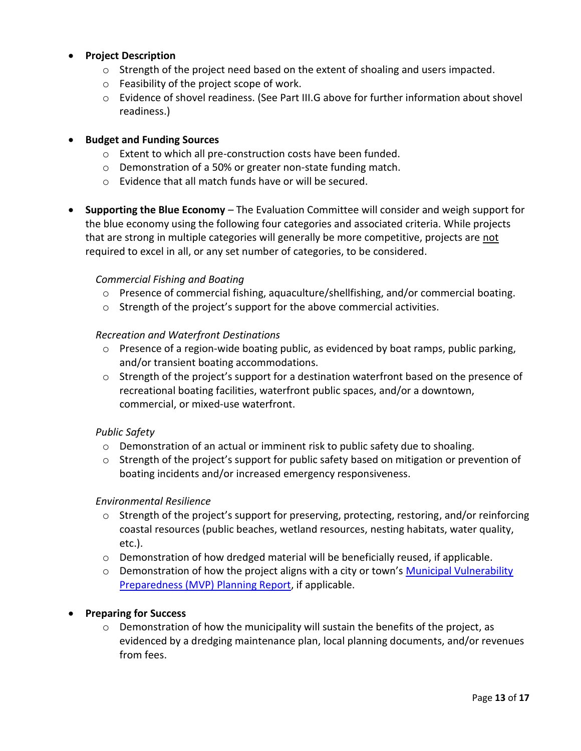- **Project Description**
  - Strength of the project need based on the extent of shoaling and users impacted.
  - Feasibility of the project scope of work.
  - Evidence of shovel readiness. (See Part III.G above for further information about shovel readiness.)

- **Budget and Funding Sources**
  - Extent to which all pre-construction costs have been funded.
  - Demonstration of a 50% or greater non-state funding match.
  - Evidence that all match funds have or will be secured.

- **Supporting the Blue Economy** – The Evaluation Committee will consider and weigh support for the blue economy using the following four categories and associated criteria. While projects that are strong in multiple categories will generally be more competitive, projects are <u>not</u> required to excel in all, or any set number of categories, to be considered.

  *Commercial Fishing and Boating*
  - Presence of commercial fishing, aquaculture/shellfishing, and/or commercial boating.
  - Strength of the project's support for the above commercial activities.

  *Recreation and Waterfront Destinations*
  - Presence of a region-wide boating public, as evidenced by boat ramps, public parking, and/or transient boating accommodations.
  - Strength of the project's support for a destination waterfront based on the presence of recreational boating facilities, waterfront public spaces, and/or a downtown, commercial, or mixed-use waterfront.

  *Public Safety*
  - Demonstration of an actual or imminent risk to public safety due to shoaling.
  - Strength of the project's support for public safety based on mitigation or prevention of boating incidents and/or increased emergency responsiveness.

  *Environmental Resilience*
  - Strength of the project's support for preserving, protecting, restoring, and/or reinforcing coastal resources (public beaches, wetland resources, nesting habitats, water quality, etc.).
  - Demonstration of how dredged material will be beneficially reused, if applicable.
  - Demonstration of how the project aligns with a city or town's Municipal Vulnerability Preparedness (MVP) Planning Report, if applicable.

- **Preparing for Success**
  - Demonstration of how the municipality will sustain the benefits of the project, as evidenced by a dredging maintenance plan, local planning documents, and/or revenues from fees.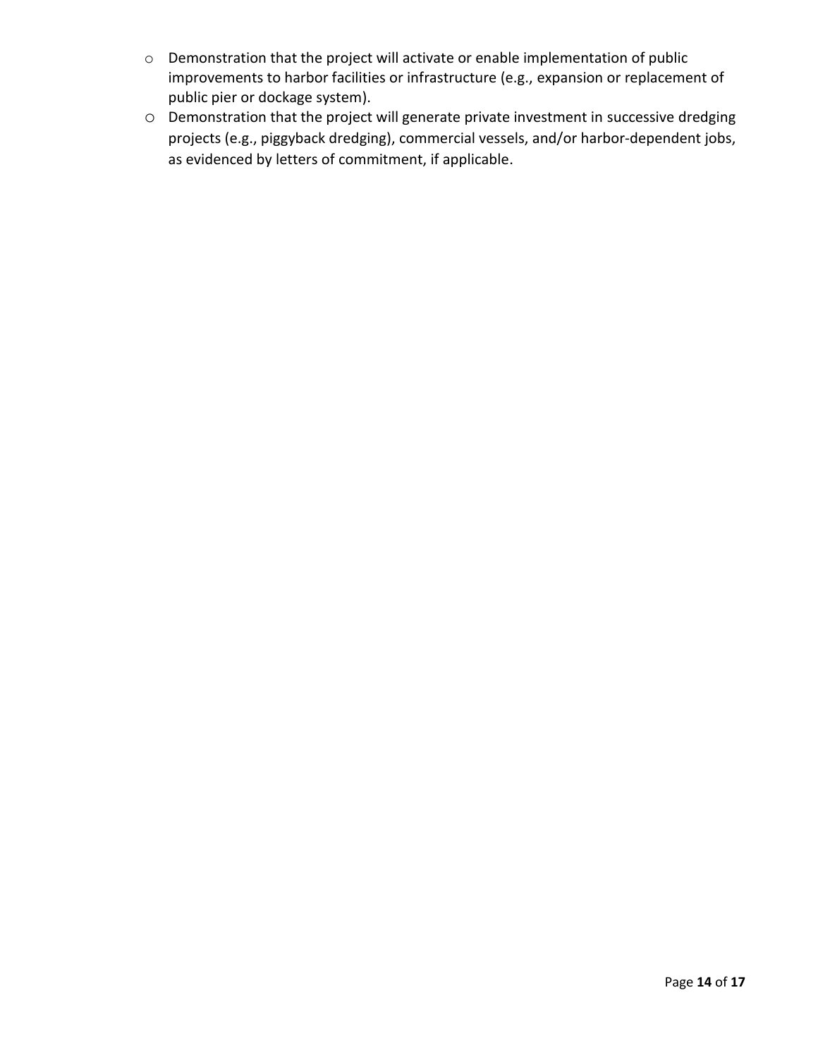- Demonstration that the project will activate or enable implementation of public improvements to harbor facilities or infrastructure (e.g., expansion or replacement of public pier or dockage system).
- Demonstration that the project will generate private investment in successive dredging projects (e.g., piggyback dredging), commercial vessels, and/or harbor-dependent jobs, as evidenced by letters of commitment, if applicable.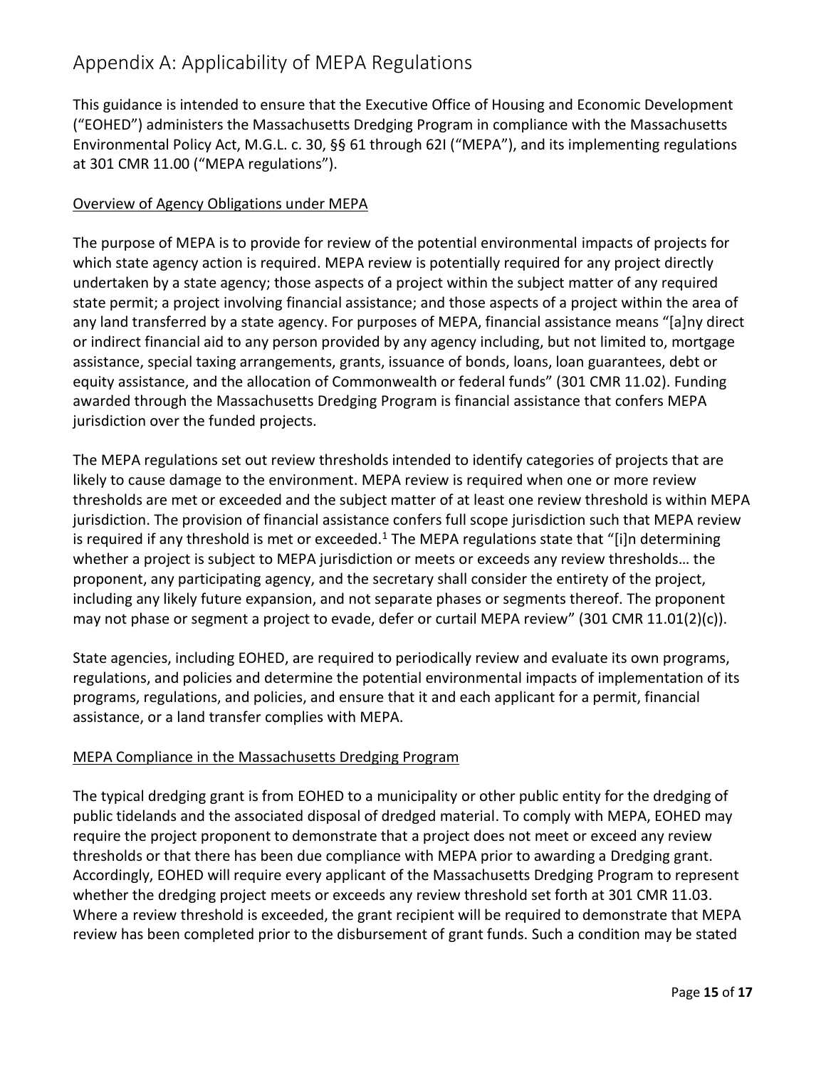# Appendix A: Applicability of MEPA Regulations

This guidance is intended to ensure that the Executive Office of Housing and Economic Development ("EOHED") administers the Massachusetts Dredging Program in compliance with the Massachusetts Environmental Policy Act, M.G.L. c. 30, §§ 61 through 62I ("MEPA"), and its implementing regulations at 301 CMR 11.00 ("MEPA regulations").

<u>Overview of Agency Obligations under MEPA</u>

The purpose of MEPA is to provide for review of the potential environmental impacts of projects for which state agency action is required. MEPA review is potentially required for any project directly undertaken by a state agency; those aspects of a project within the subject matter of any required state permit; a project involving financial assistance; and those aspects of a project within the area of any land transferred by a state agency. For purposes of MEPA, financial assistance means "[a]ny direct or indirect financial aid to any person provided by any agency including, but not limited to, mortgage assistance, special taxing arrangements, grants, issuance of bonds, loans, loan guarantees, debt or equity assistance, and the allocation of Commonwealth or federal funds" (301 CMR 11.02). Funding awarded through the Massachusetts Dredging Program is financial assistance that confers MEPA jurisdiction over the funded projects.

The MEPA regulations set out review thresholds intended to identify categories of projects that are likely to cause damage to the environment. MEPA review is required when one or more review thresholds are met or exceeded and the subject matter of at least one review threshold is within MEPA jurisdiction. The provision of financial assistance confers full scope jurisdiction such that MEPA review is required if any threshold is met or exceeded.[1] The MEPA regulations state that "[i]n determining whether a project is subject to MEPA jurisdiction or meets or exceeds any review thresholds… the proponent, any participating agency, and the secretary shall consider the entirety of the project, including any likely future expansion, and not separate phases or segments thereof. The proponent may not phase or segment a project to evade, defer or curtail MEPA review" (301 CMR 11.01(2)(c)).

State agencies, including EOHED, are required to periodically review and evaluate its own programs, regulations, and policies and determine the potential environmental impacts of implementation of its programs, regulations, and policies, and ensure that it and each applicant for a permit, financial assistance, or a land transfer complies with MEPA.

<u>MEPA Compliance in the Massachusetts Dredging Program</u>

The typical dredging grant is from EOHED to a municipality or other public entity for the dredging of public tidelands and the associated disposal of dredged material. To comply with MEPA, EOHED may require the project proponent to demonstrate that a project does not meet or exceed any review thresholds or that there has been due compliance with MEPA prior to awarding a Dredging grant. Accordingly, EOHED will require every applicant of the Massachusetts Dredging Program to represent whether the dredging project meets or exceeds any review threshold set forth at 301 CMR 11.03. Where a review threshold is exceeded, the grant recipient will be required to demonstrate that MEPA review has been completed prior to the disbursement of grant funds. Such a condition may be stated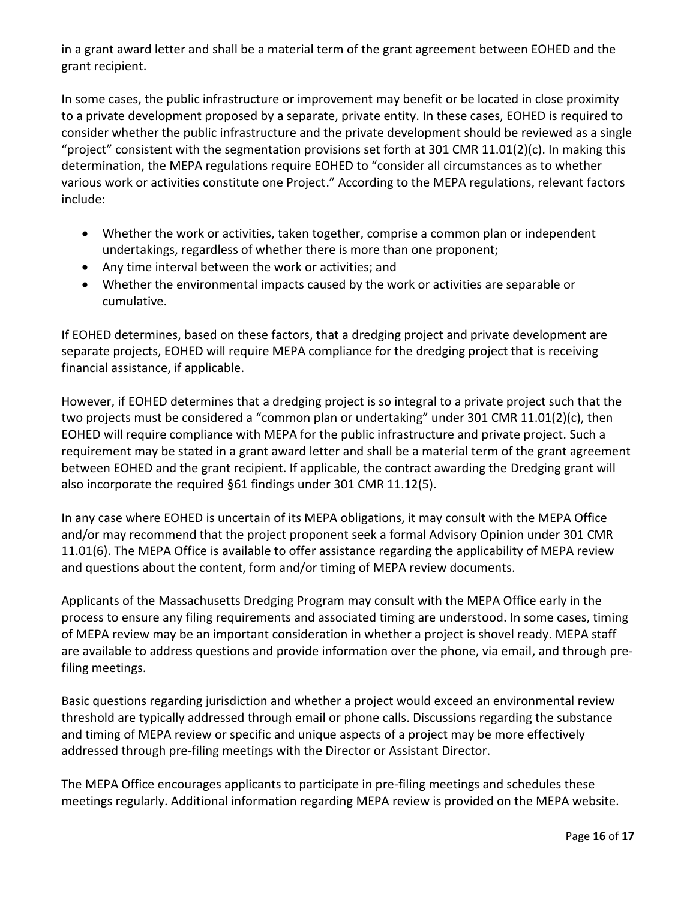in a grant award letter and shall be a material term of the grant agreement between EOHED and the grant recipient.

In some cases, the public infrastructure or improvement may benefit or be located in close proximity to a private development proposed by a separate, private entity. In these cases, EOHED is required to consider whether the public infrastructure and the private development should be reviewed as a single "project" consistent with the segmentation provisions set forth at 301 CMR 11.01(2)(c). In making this determination, the MEPA regulations require EOHED to "consider all circumstances as to whether various work or activities constitute one Project." According to the MEPA regulations, relevant factors include:

- Whether the work or activities, taken together, comprise a common plan or independent undertakings, regardless of whether there is more than one proponent;
- Any time interval between the work or activities; and
- Whether the environmental impacts caused by the work or activities are separable or cumulative.

If EOHED determines, based on these factors, that a dredging project and private development are separate projects, EOHED will require MEPA compliance for the dredging project that is receiving financial assistance, if applicable.

However, if EOHED determines that a dredging project is so integral to a private project such that the two projects must be considered a "common plan or undertaking" under 301 CMR 11.01(2)(c), then EOHED will require compliance with MEPA for the public infrastructure and private project. Such a requirement may be stated in a grant award letter and shall be a material term of the grant agreement between EOHED and the grant recipient. If applicable, the contract awarding the Dredging grant will also incorporate the required §61 findings under 301 CMR 11.12(5).

In any case where EOHED is uncertain of its MEPA obligations, it may consult with the MEPA Office and/or may recommend that the project proponent seek a formal Advisory Opinion under 301 CMR 11.01(6). The MEPA Office is available to offer assistance regarding the applicability of MEPA review and questions about the content, form and/or timing of MEPA review documents.

Applicants of the Massachusetts Dredging Program may consult with the MEPA Office early in the process to ensure any filing requirements and associated timing are understood. In some cases, timing of MEPA review may be an important consideration in whether a project is shovel ready. MEPA staff are available to address questions and provide information over the phone, via email, and through pre-filing meetings.

Basic questions regarding jurisdiction and whether a project would exceed an environmental review threshold are typically addressed through email or phone calls. Discussions regarding the substance and timing of MEPA review or specific and unique aspects of a project may be more effectively addressed through pre-filing meetings with the Director or Assistant Director.

The MEPA Office encourages applicants to participate in pre-filing meetings and schedules these meetings regularly. Additional information regarding MEPA review is provided on the MEPA website.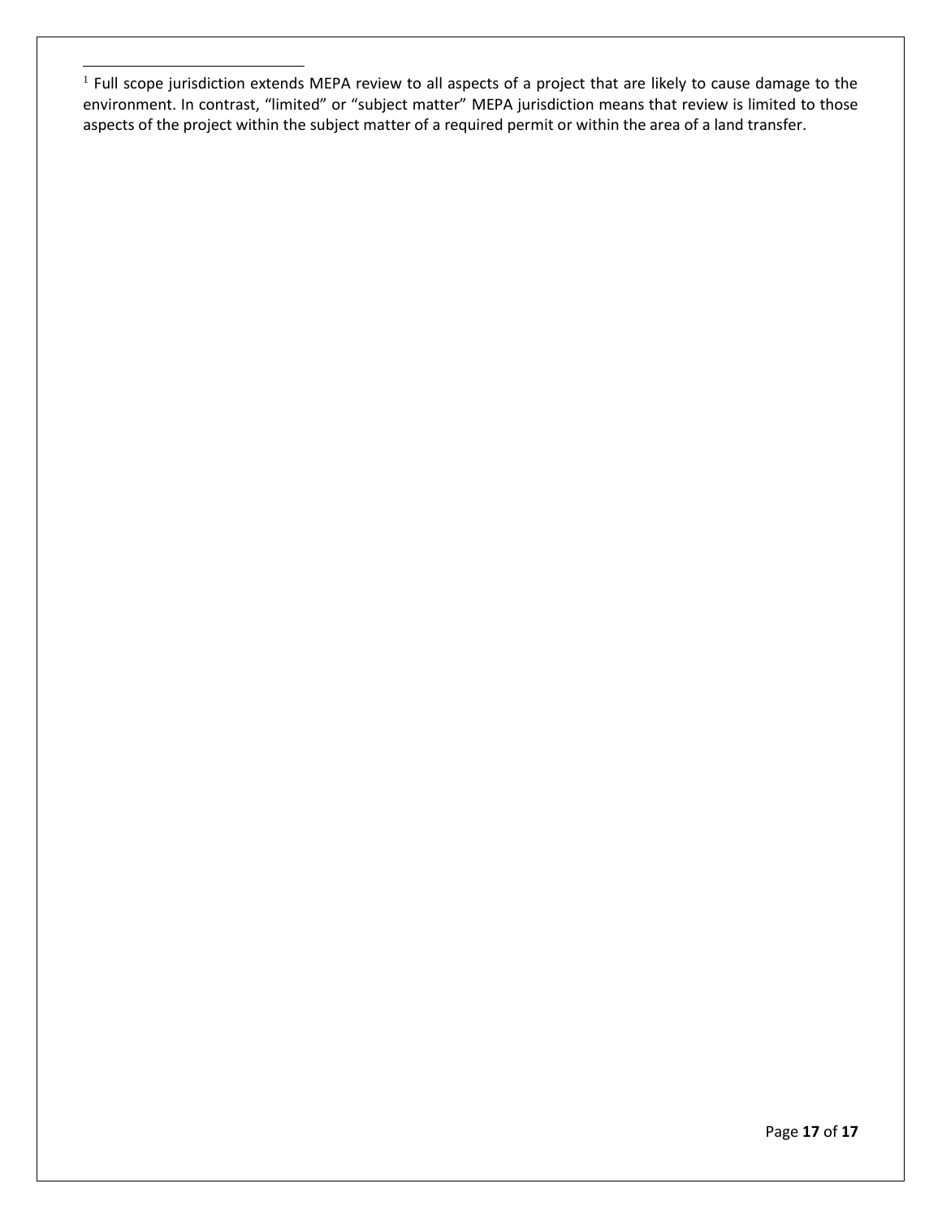[1] Full scope jurisdiction extends MEPA review to all aspects of a project that are likely to cause damage to the environment. In contrast, "limited" or "subject matter" MEPA jurisdiction means that review is limited to those aspects of the project within the subject matter of a required permit or within the area of a land transfer.